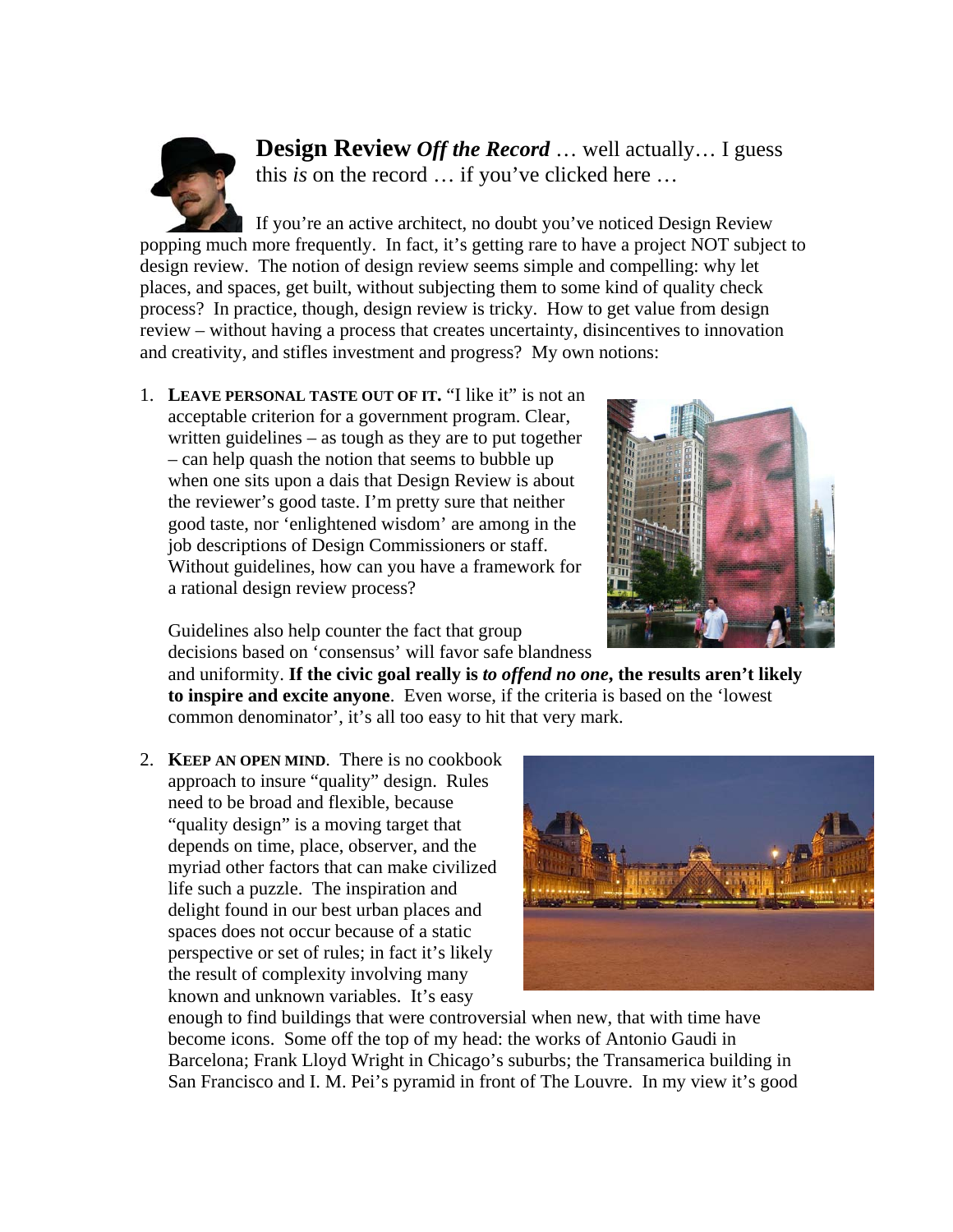**Design Review** ***Off the Record*** … well actually… I guess this *is* on the record … if you've clicked here …

If you're an active architect, no doubt you've noticed Design Review popping much more frequently. In fact, it's getting rare to have a project NOT subject to design review. The notion of design review seems simple and compelling: why let places, and spaces, get built, without subjecting them to some kind of quality check process? In practice, though, design review is tricky. How to get value from design review – without having a process that creates uncertainty, disincentives to innovation and creativity, and stifles investment and progress? My own notions:

1. **LEAVE PERSONAL TASTE OUT OF IT.** "I like it" is not an acceptable criterion for a government program. Clear, written guidelines – as tough as they are to put together – can help quash the notion that seems to bubble up when one sits upon a dais that Design Review is about the reviewer's good taste. I'm pretty sure that neither good taste, nor 'enlightened wisdom' are among in the job descriptions of Design Commissioners or staff. Without guidelines, how can you have a framework for a rational design review process?

   Guidelines also help counter the fact that group decisions based on 'consensus' will favor safe blandness and uniformity. **If the civic goal really is *to offend no one*, the results aren't likely to inspire and excite anyone**. Even worse, if the criteria is based on the 'lowest common denominator', it's all too easy to hit that very mark.

2. **KEEP AN OPEN MIND**. There is no cookbook approach to insure "quality" design. Rules need to be broad and flexible, because "quality design" is a moving target that depends on time, place, observer, and the myriad other factors that can make civilized life such a puzzle. The inspiration and delight found in our best urban places and spaces does not occur because of a static perspective or set of rules; in fact it's likely the result of complexity involving many known and unknown variables. It's easy enough to find buildings that were controversial when new, that with time have become icons. Some off the top of my head: the works of Antonio Gaudi in Barcelona; Frank Lloyd Wright in Chicago's suburbs; the Transamerica building in San Francisco and I. M. Pei's pyramid in front of The Louvre. In my view it's good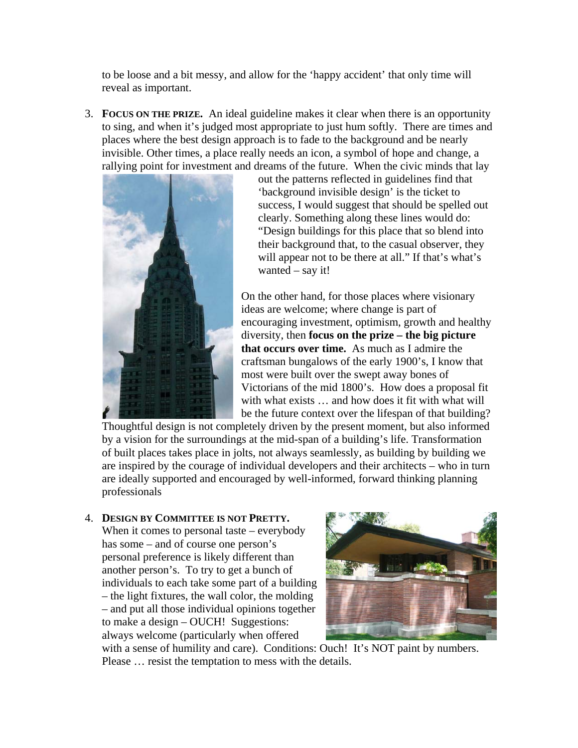to be loose and a bit messy, and allow for the 'happy accident' that only time will reveal as important.

3. **FOCUS ON THE PRIZE.** An ideal guideline makes it clear when there is an opportunity to sing, and when it's judged most appropriate to just hum softly. There are times and places where the best design approach is to fade to the background and be nearly invisible. Other times, a place really needs an icon, a symbol of hope and change, a rallying point for investment and dreams of the future. When the civic minds that lay out the patterns reflected in guidelines find that 'background invisible design' is the ticket to success, I would suggest that should be spelled out clearly. Something along these lines would do: "Design buildings for this place that so blend into their background that, to the casual observer, they will appear not to be there at all." If that's what's wanted – say it!

   On the other hand, for those places where visionary ideas are welcome; where change is part of encouraging investment, optimism, growth and healthy diversity, then **focus on the prize – the big picture that occurs over time.** As much as I admire the craftsman bungalows of the early 1900's, I know that most were built over the swept away bones of Victorians of the mid 1800's. How does a proposal fit with what exists … and how does it fit with what will be the future context over the lifespan of that building? Thoughtful design is not completely driven by the present moment, but also informed by a vision for the surroundings at the mid-span of a building's life. Transformation of built places takes place in jolts, not always seamlessly, as building by building we are inspired by the courage of individual developers and their architects – who in turn are ideally supported and encouraged by well-informed, forward thinking planning professionals

4. **DESIGN BY COMMITTEE IS NOT PRETTY.** When it comes to personal taste – everybody has some – and of course one person's personal preference is likely different than another person's. To try to get a bunch of individuals to each take some part of a building – the light fixtures, the wall color, the molding – and put all those individual opinions together to make a design – OUCH! Suggestions: always welcome (particularly when offered with a sense of humility and care). Conditions: Ouch! It's NOT paint by numbers. Please … resist the temptation to mess with the details.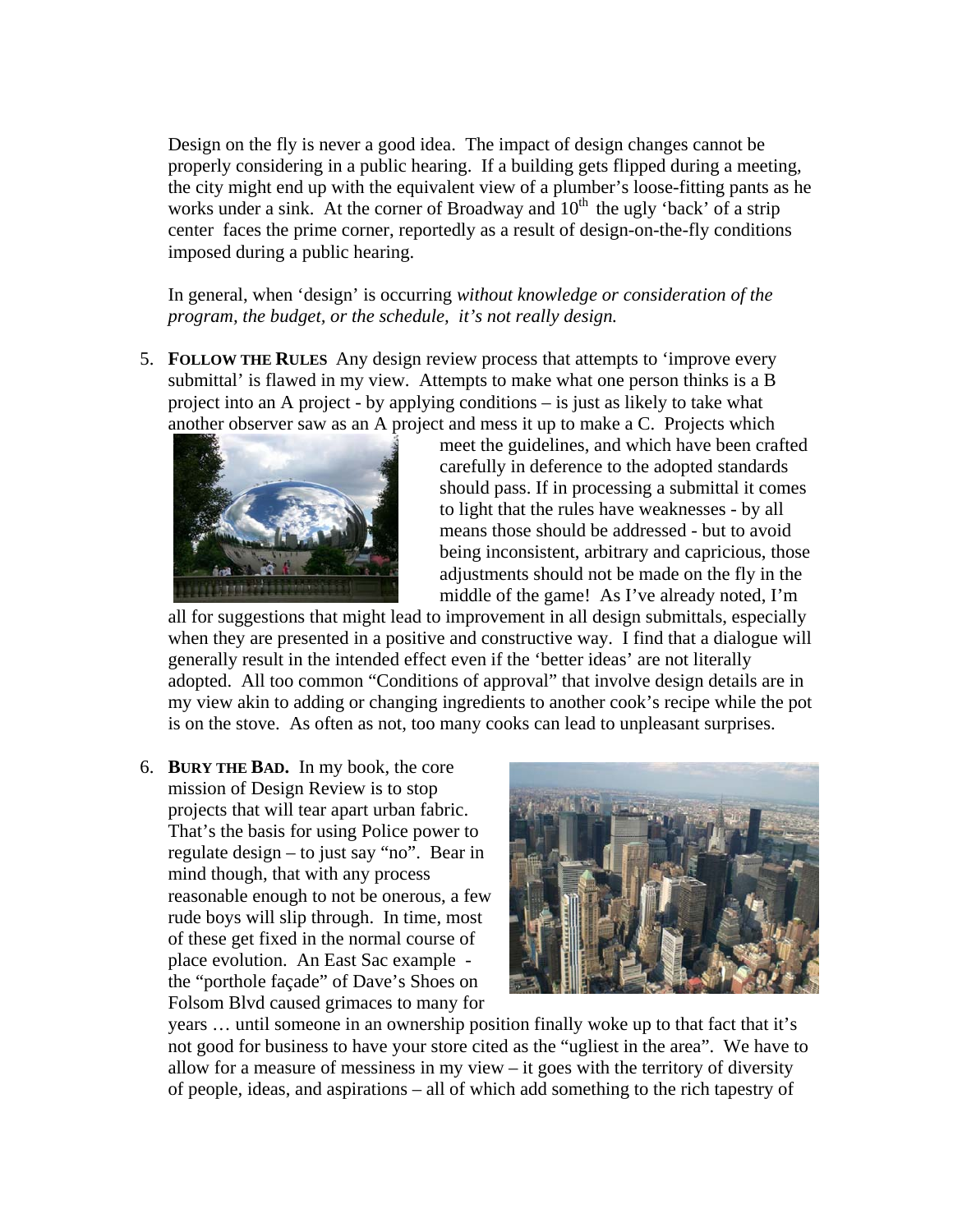Design on the fly is never a good idea. The impact of design changes cannot be properly considering in a public hearing. If a building gets flipped during a meeting, the city might end up with the equivalent view of a plumber's loose-fitting pants as he works under a sink. At the corner of Broadway and 10th the ugly 'back' of a strip center faces the prime corner, reportedly as a result of design-on-the-fly conditions imposed during a public hearing.

In general, when 'design' is occurring *without knowledge or consideration of the program, the budget, or the schedule, it's not really design.*

5. **FOLLOW THE RULES** Any design review process that attempts to 'improve every submittal' is flawed in my view. Attempts to make what one person thinks is a B project into an A project - by applying conditions – is just as likely to take what another observer saw as an A project and mess it up to make a C. Projects which meet the guidelines, and which have been crafted carefully in deference to the adopted standards should pass. If in processing a submittal it comes to light that the rules have weaknesses - by all means those should be addressed - but to avoid being inconsistent, arbitrary and capricious, those adjustments should not be made on the fly in the middle of the game! As I've already noted, I'm all for suggestions that might lead to improvement in all design submittals, especially when they are presented in a positive and constructive way. I find that a dialogue will generally result in the intended effect even if the 'better ideas' are not literally adopted. All too common "Conditions of approval" that involve design details are in my view akin to adding or changing ingredients to another cook's recipe while the pot is on the stove. As often as not, too many cooks can lead to unpleasant surprises.

6. **BURY THE BAD.** In my book, the core mission of Design Review is to stop projects that will tear apart urban fabric. That's the basis for using Police power to regulate design – to just say "no". Bear in mind though, that with any process reasonable enough to not be onerous, a few rude boys will slip through. In time, most of these get fixed in the normal course of place evolution. An East Sac example - the "porthole façade" of Dave's Shoes on Folsom Blvd caused grimaces to many for years … until someone in an ownership position finally woke up to that fact that it's not good for business to have your store cited as the "ugliest in the area". We have to allow for a measure of messiness in my view – it goes with the territory of diversity of people, ideas, and aspirations – all of which add something to the rich tapestry of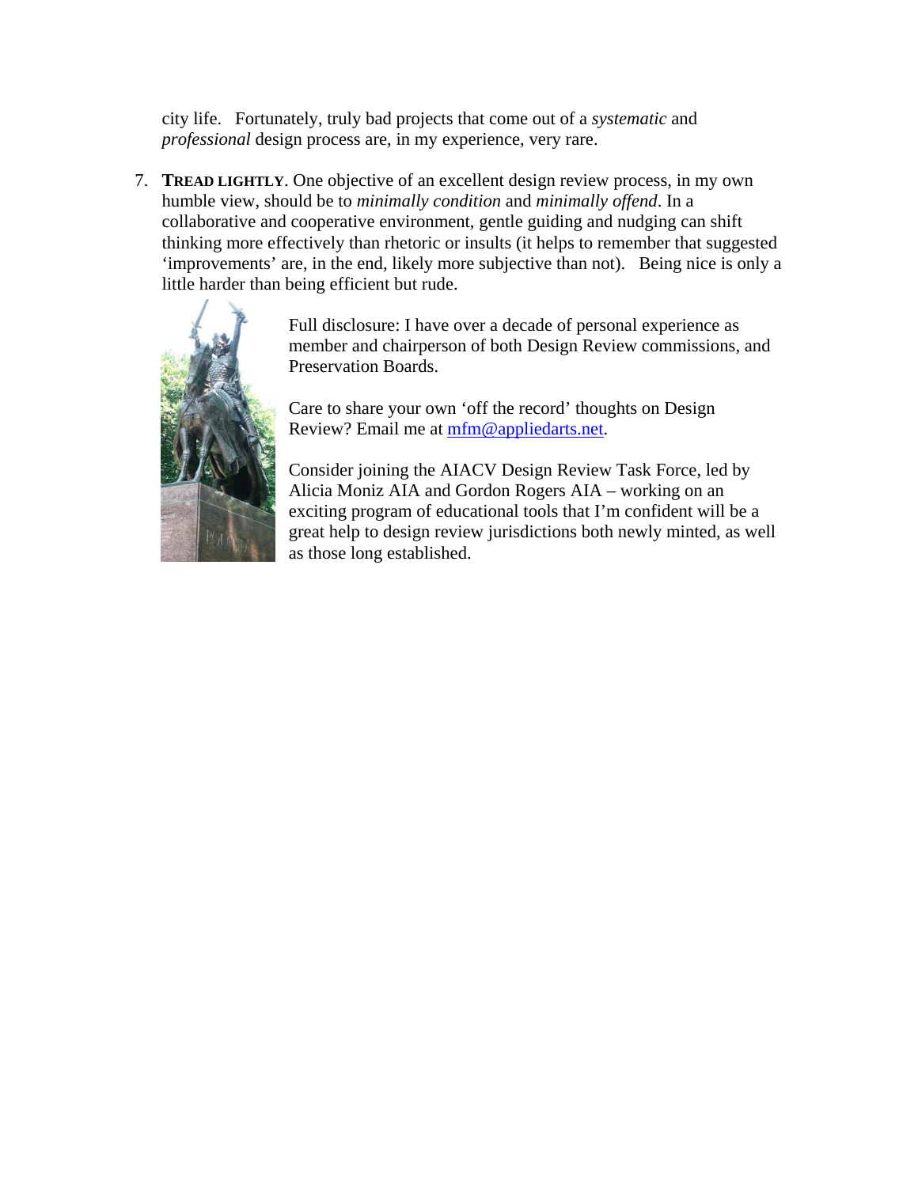city life. Fortunately, truly bad projects that come out of a *systematic* and *professional* design process are, in my experience, very rare.

7. **TREAD LIGHTLY**. One objective of an excellent design review process, in my own humble view, should be to *minimally condition* and *minimally offend*. In a collaborative and cooperative environment, gentle guiding and nudging can shift thinking more effectively than rhetoric or insults (it helps to remember that suggested 'improvements' are, in the end, likely more subjective than not). Being nice is only a little harder than being efficient but rude.

Full disclosure: I have over a decade of personal experience as member and chairperson of both Design Review commissions, and Preservation Boards.

Care to share your own 'off the record' thoughts on Design Review? Email me at [mfm@appliedarts.net](mailto:mfm@appliedarts.net).

Consider joining the AIACV Design Review Task Force, led by Alicia Moniz AIA and Gordon Rogers AIA – working on an exciting program of educational tools that I'm confident will be a great help to design review jurisdictions both newly minted, as well as those long established.